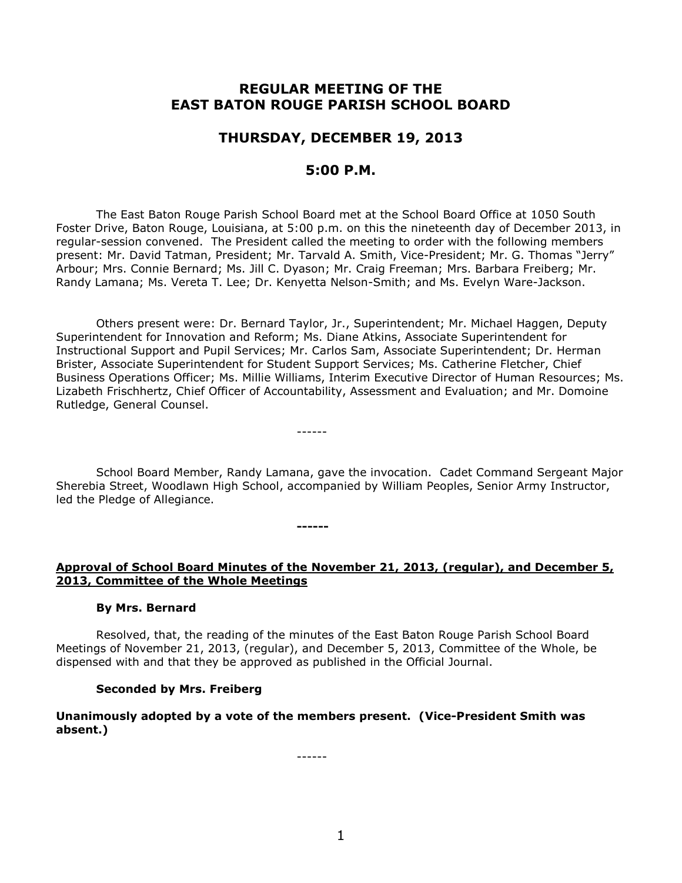# REGULAR MEETING OF THE EAST BATON ROUGE PARISH SCHOOL BOARD

## THURSDAY, DECEMBER 19, 2013

## 5:00 P.M.

The East Baton Rouge Parish School Board met at the School Board Office at 1050 South Foster Drive, Baton Rouge, Louisiana, at 5:00 p.m. on this the nineteenth day of December 2013, in regular-session convened. The President called the meeting to order with the following members present: Mr. David Tatman, President; Mr. Tarvald A. Smith, Vice-President; Mr. G. Thomas "Jerry" Arbour; Mrs. Connie Bernard; Ms. Jill C. Dyason; Mr. Craig Freeman; Mrs. Barbara Freiberg; Mr. Randy Lamana; Ms. Vereta T. Lee; Dr. Kenyetta Nelson-Smith; and Ms. Evelyn Ware-Jackson.

Others present were: Dr. Bernard Taylor, Jr., Superintendent; Mr. Michael Haggen, Deputy Superintendent for Innovation and Reform; Ms. Diane Atkins, Associate Superintendent for Instructional Support and Pupil Services; Mr. Carlos Sam, Associate Superintendent; Dr. Herman Brister, Associate Superintendent for Student Support Services; Ms. Catherine Fletcher, Chief Business Operations Officer; Ms. Millie Williams, Interim Executive Director of Human Resources; Ms. Lizabeth Frischhertz, Chief Officer of Accountability, Assessment and Evaluation; and Mr. Domoine Rutledge, General Counsel.

------

School Board Member, Randy Lamana, gave the invocation. Cadet Command Sergeant Major Sherebia Street, Woodlawn High School, accompanied by William Peoples, Senior Army Instructor, led the Pledge of Allegiance.

**------**

**Approval of School Board Minutes of the November 21, 2013, (regular), and December 5, 2013, Committee of the Whole Meetings**

**By Mrs. Bernard**

Resolved, that, the reading of the minutes of the East Baton Rouge Parish School Board Meetings of November 21, 2013, (regular), and December 5, 2013, Committee of the Whole, be dispensed with and that they be approved as published in the Official Journal.

**Seconded by Mrs. Freiberg**

**Unanimously adopted by a vote of the members present. (Vice-President Smith was absent.)**

------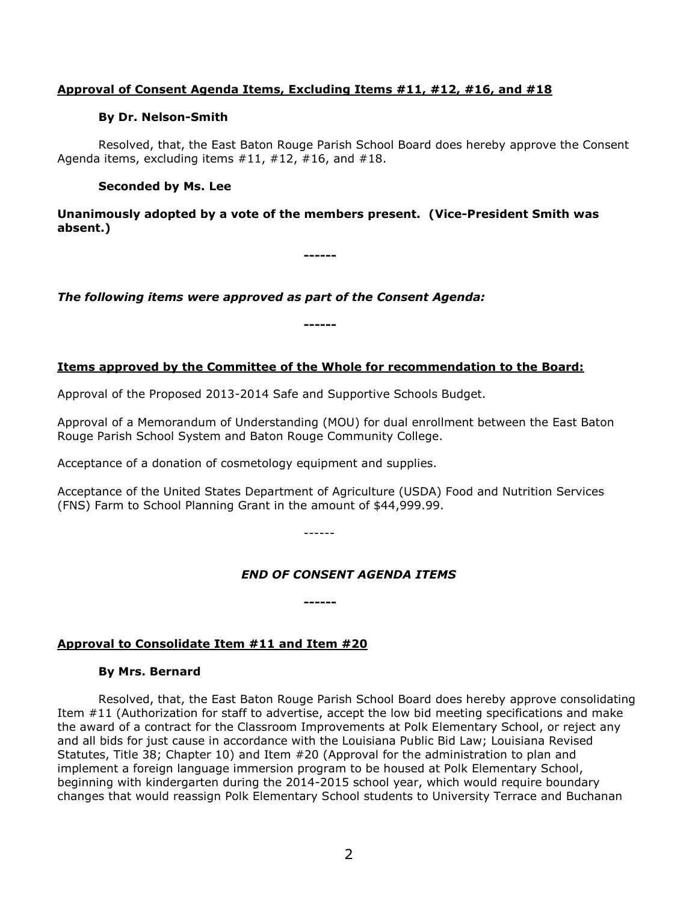**Approval of Consent Agenda Items, Excluding Items #11, #12, #16, and #18**

**By Dr. Nelson-Smith**

Resolved, that, the East Baton Rouge Parish School Board does hereby approve the Consent Agenda items, excluding items #11, #12, #16, and #18.

**Seconded by Ms. Lee**

**Unanimously adopted by a vote of the members present. (Vice-President Smith was absent.)**

**------**

***The following items were approved as part of the Consent Agenda:***

**------**

**Items approved by the Committee of the Whole for recommendation to the Board:**

Approval of the Proposed 2013-2014 Safe and Supportive Schools Budget.

Approval of a Memorandum of Understanding (MOU) for dual enrollment between the East Baton Rouge Parish School System and Baton Rouge Community College.

Acceptance of a donation of cosmetology equipment and supplies.

Acceptance of the United States Department of Agriculture (USDA) Food and Nutrition Services (FNS) Farm to School Planning Grant in the amount of $44,999.99.

------

***END OF CONSENT AGENDA ITEMS***

**------**

**Approval to Consolidate Item #11 and Item #20**

**By Mrs. Bernard**

Resolved, that, the East Baton Rouge Parish School Board does hereby approve consolidating Item #11 (Authorization for staff to advertise, accept the low bid meeting specifications and make the award of a contract for the Classroom Improvements at Polk Elementary School, or reject any and all bids for just cause in accordance with the Louisiana Public Bid Law; Louisiana Revised Statutes, Title 38; Chapter 10) and Item #20 (Approval for the administration to plan and implement a foreign language immersion program to be housed at Polk Elementary School, beginning with kindergarten during the 2014-2015 school year, which would require boundary changes that would reassign Polk Elementary School students to University Terrace and Buchanan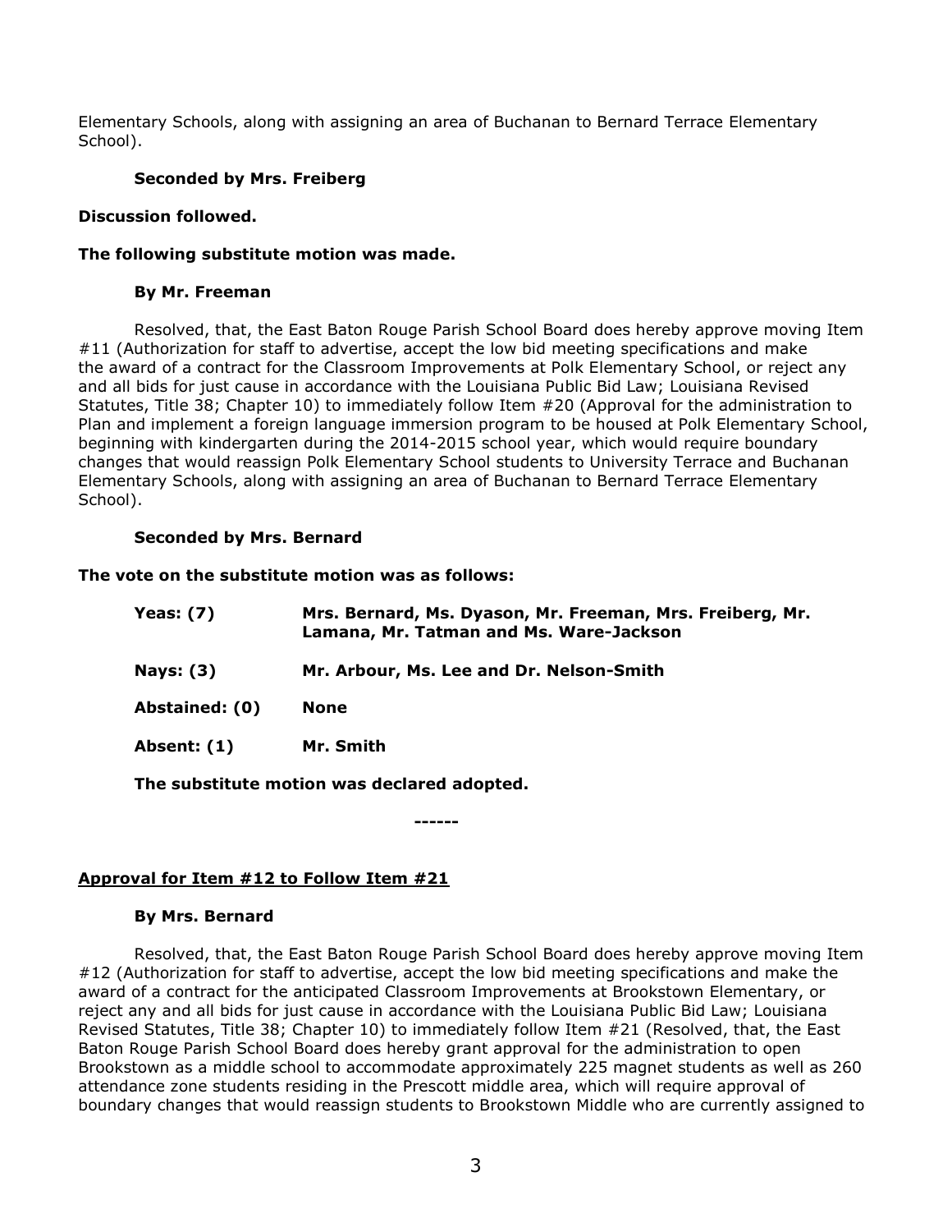Elementary Schools, along with assigning an area of Buchanan to Bernard Terrace Elementary School).

**Seconded by Mrs. Freiberg**

**Discussion followed.**

**The following substitute motion was made.**

**By Mr. Freeman**

Resolved, that, the East Baton Rouge Parish School Board does hereby approve moving Item #11 (Authorization for staff to advertise, accept the low bid meeting specifications and make the award of a contract for the Classroom Improvements at Polk Elementary School, or reject any and all bids for just cause in accordance with the Louisiana Public Bid Law; Louisiana Revised Statutes, Title 38; Chapter 10) to immediately follow Item #20 (Approval for the administration to Plan and implement a foreign language immersion program to be housed at Polk Elementary School, beginning with kindergarten during the 2014-2015 school year, which would require boundary changes that would reassign Polk Elementary School students to University Terrace and Buchanan Elementary Schools, along with assigning an area of Buchanan to Bernard Terrace Elementary School).

**Seconded by Mrs. Bernard**

**The vote on the substitute motion was as follows:**

| | |
|---|---|
| **Yeas: (7)** | **Mrs. Bernard, Ms. Dyason, Mr. Freeman, Mrs. Freiberg, Mr. Lamana, Mr. Tatman and Ms. Ware-Jackson** |
| **Nays: (3)** | **Mr. Arbour, Ms. Lee and Dr. Nelson-Smith** |
| **Abstained: (0)** | **None** |
| **Absent: (1)** | **Mr. Smith** |

**The substitute motion was declared adopted.**

**------**

**Approval for Item #12 to Follow Item #21**

**By Mrs. Bernard**

Resolved, that, the East Baton Rouge Parish School Board does hereby approve moving Item #12 (Authorization for staff to advertise, accept the low bid meeting specifications and make the award of a contract for the anticipated Classroom Improvements at Brookstown Elementary, or reject any and all bids for just cause in accordance with the Louisiana Public Bid Law; Louisiana Revised Statutes, Title 38; Chapter 10) to immediately follow Item #21 (Resolved, that, the East Baton Rouge Parish School Board does hereby grant approval for the administration to open Brookstown as a middle school to accommodate approximately 225 magnet students as well as 260 attendance zone students residing in the Prescott middle area, which will require approval of boundary changes that would reassign students to Brookstown Middle who are currently assigned to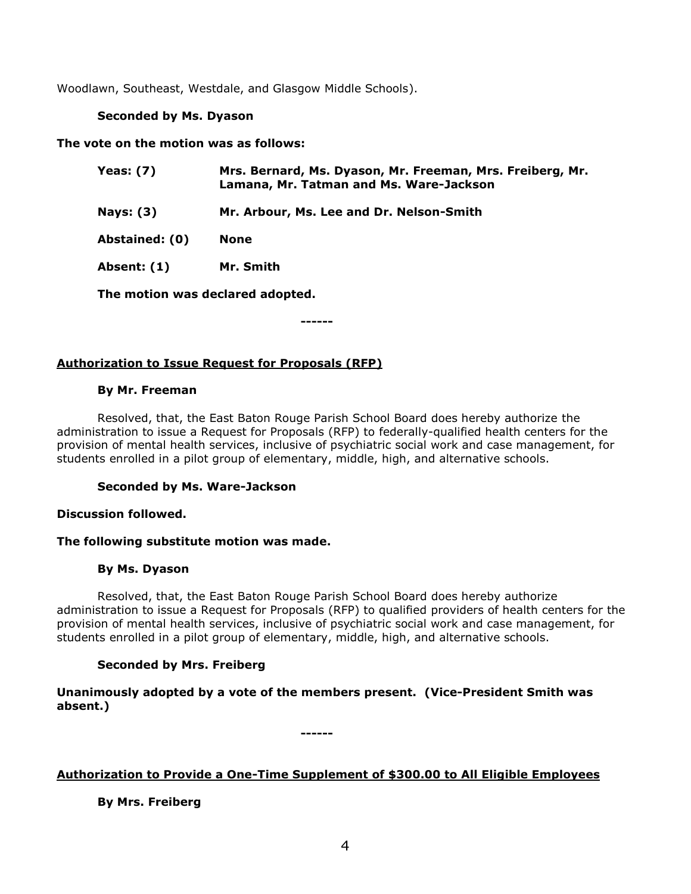Woodlawn, Southeast, Westdale, and Glasgow Middle Schools).

**Seconded by Ms. Dyason**

**The vote on the motion was as follows:**

| | |
|---|---|
| **Yeas: (7)** | **Mrs. Bernard, Ms. Dyason, Mr. Freeman, Mrs. Freiberg, Mr. Lamana, Mr. Tatman and Ms. Ware-Jackson** |
| **Nays: (3)** | **Mr. Arbour, Ms. Lee and Dr. Nelson-Smith** |
| **Abstained: (0)** | **None** |
| **Absent: (1)** | **Mr. Smith** |

**The motion was declared adopted.**

**------**

**Authorization to Issue Request for Proposals (RFP)**

**By Mr. Freeman**

Resolved, that, the East Baton Rouge Parish School Board does hereby authorize the administration to issue a Request for Proposals (RFP) to federally-qualified health centers for the provision of mental health services, inclusive of psychiatric social work and case management, for students enrolled in a pilot group of elementary, middle, high, and alternative schools.

**Seconded by Ms. Ware-Jackson**

**Discussion followed.**

**The following substitute motion was made.**

**By Ms. Dyason**

Resolved, that, the East Baton Rouge Parish School Board does hereby authorize administration to issue a Request for Proposals (RFP) to qualified providers of health centers for the provision of mental health services, inclusive of psychiatric social work and case management, for students enrolled in a pilot group of elementary, middle, high, and alternative schools.

**Seconded by Mrs. Freiberg**

**Unanimously adopted by a vote of the members present. (Vice-President Smith was absent.)**

**------**

**Authorization to Provide a One-Time Supplement of $300.00 to All Eligible Employees**

**By Mrs. Freiberg**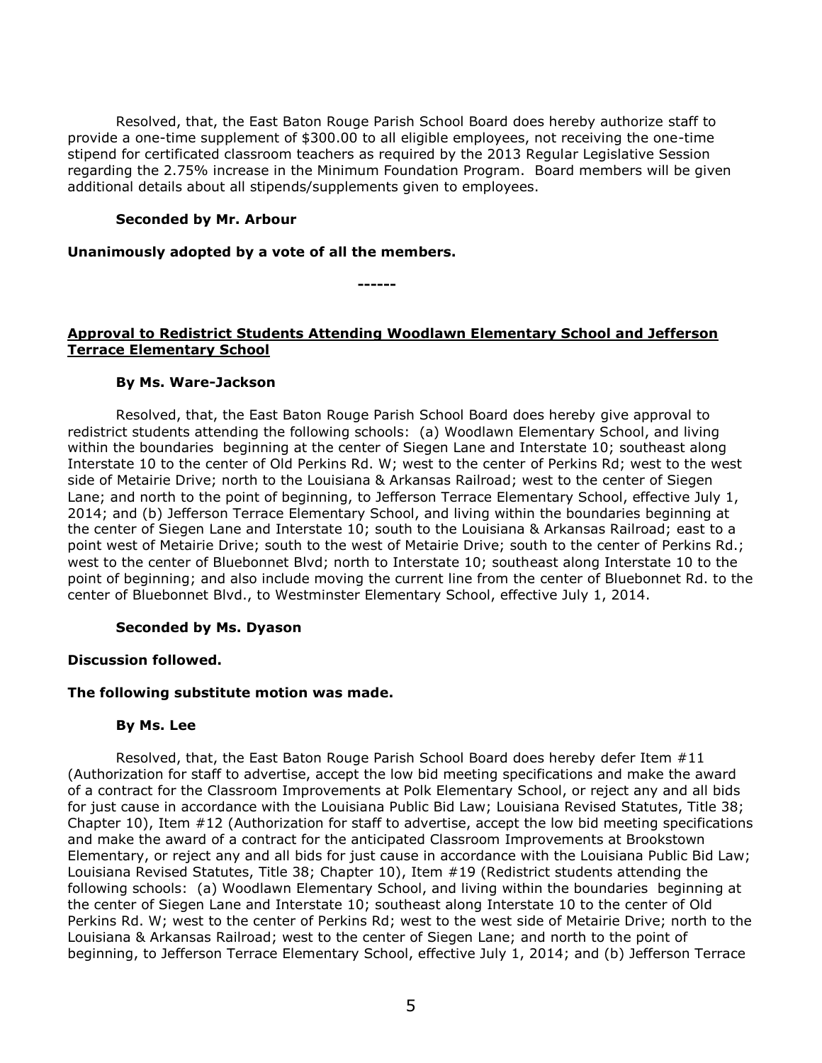Resolved, that, the East Baton Rouge Parish School Board does hereby authorize staff to provide a one-time supplement of $300.00 to all eligible employees, not receiving the one-time stipend for certificated classroom teachers as required by the 2013 Regular Legislative Session regarding the 2.75% increase in the Minimum Foundation Program. Board members will be given additional details about all stipends/supplements given to employees.

**Seconded by Mr. Arbour**

**Unanimously adopted by a vote of all the members.**

**------**

**<u>Approval to Redistrict Students Attending Woodlawn Elementary School and Jefferson Terrace Elementary School</u>**

**By Ms. Ware-Jackson**

Resolved, that, the East Baton Rouge Parish School Board does hereby give approval to redistrict students attending the following schools: (a) Woodlawn Elementary School, and living within the boundaries beginning at the center of Siegen Lane and Interstate 10; southeast along Interstate 10 to the center of Old Perkins Rd. W; west to the center of Perkins Rd; west to the west side of Metairie Drive; north to the Louisiana & Arkansas Railroad; west to the center of Siegen Lane; and north to the point of beginning, to Jefferson Terrace Elementary School, effective July 1, 2014; and (b) Jefferson Terrace Elementary School, and living within the boundaries beginning at the center of Siegen Lane and Interstate 10; south to the Louisiana & Arkansas Railroad; east to a point west of Metairie Drive; south to the west of Metairie Drive; south to the center of Perkins Rd.; west to the center of Bluebonnet Blvd; north to Interstate 10; southeast along Interstate 10 to the point of beginning; and also include moving the current line from the center of Bluebonnet Rd. to the center of Bluebonnet Blvd., to Westminster Elementary School, effective July 1, 2014.

**Seconded by Ms. Dyason**

**Discussion followed.**

**The following substitute motion was made.**

**By Ms. Lee**

Resolved, that, the East Baton Rouge Parish School Board does hereby defer Item #11 (Authorization for staff to advertise, accept the low bid meeting specifications and make the award of a contract for the Classroom Improvements at Polk Elementary School, or reject any and all bids for just cause in accordance with the Louisiana Public Bid Law; Louisiana Revised Statutes, Title 38; Chapter 10), Item #12 (Authorization for staff to advertise, accept the low bid meeting specifications and make the award of a contract for the anticipated Classroom Improvements at Brookstown Elementary, or reject any and all bids for just cause in accordance with the Louisiana Public Bid Law; Louisiana Revised Statutes, Title 38; Chapter 10), Item #19 (Redistrict students attending the following schools: (a) Woodlawn Elementary School, and living within the boundaries beginning at the center of Siegen Lane and Interstate 10; southeast along Interstate 10 to the center of Old Perkins Rd. W; west to the center of Perkins Rd; west to the west side of Metairie Drive; north to the Louisiana & Arkansas Railroad; west to the center of Siegen Lane; and north to the point of beginning, to Jefferson Terrace Elementary School, effective July 1, 2014; and (b) Jefferson Terrace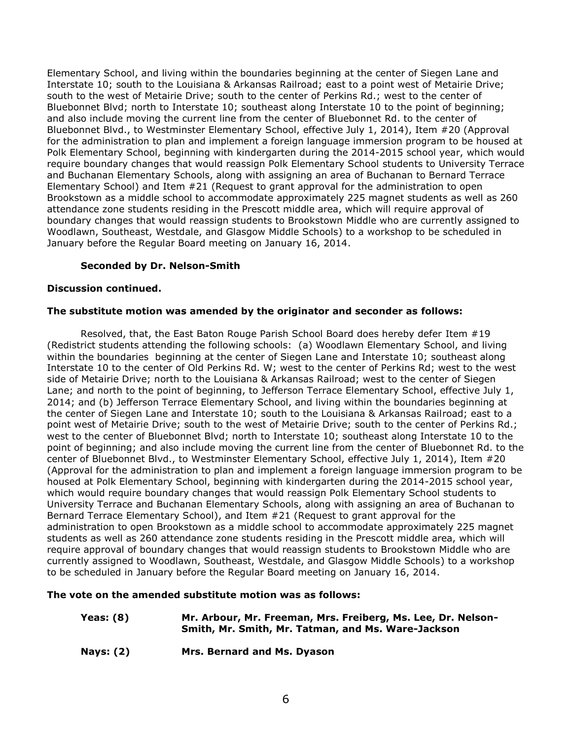Elementary School, and living within the boundaries beginning at the center of Siegen Lane and Interstate 10; south to the Louisiana & Arkansas Railroad; east to a point west of Metairie Drive; south to the west of Metairie Drive; south to the center of Perkins Rd.; west to the center of Bluebonnet Blvd; north to Interstate 10; southeast along Interstate 10 to the point of beginning; and also include moving the current line from the center of Bluebonnet Rd. to the center of Bluebonnet Blvd., to Westminster Elementary School, effective July 1, 2014), Item #20 (Approval for the administration to plan and implement a foreign language immersion program to be housed at Polk Elementary School, beginning with kindergarten during the 2014-2015 school year, which would require boundary changes that would reassign Polk Elementary School students to University Terrace and Buchanan Elementary Schools, along with assigning an area of Buchanan to Bernard Terrace Elementary School) and Item #21 (Request to grant approval for the administration to open Brookstown as a middle school to accommodate approximately 225 magnet students as well as 260 attendance zone students residing in the Prescott middle area, which will require approval of boundary changes that would reassign students to Brookstown Middle who are currently assigned to Woodlawn, Southeast, Westdale, and Glasgow Middle Schools) to a workshop to be scheduled in January before the Regular Board meeting on January 16, 2014.

**Seconded by Dr. Nelson-Smith**

**Discussion continued.**

**The substitute motion was amended by the originator and seconder as follows:**

Resolved, that, the East Baton Rouge Parish School Board does hereby defer Item #19 (Redistrict students attending the following schools: (a) Woodlawn Elementary School, and living within the boundaries beginning at the center of Siegen Lane and Interstate 10; southeast along Interstate 10 to the center of Old Perkins Rd. W; west to the center of Perkins Rd; west to the west side of Metairie Drive; north to the Louisiana & Arkansas Railroad; west to the center of Siegen Lane; and north to the point of beginning, to Jefferson Terrace Elementary School, effective July 1, 2014; and (b) Jefferson Terrace Elementary School, and living within the boundaries beginning at the center of Siegen Lane and Interstate 10; south to the Louisiana & Arkansas Railroad; east to a point west of Metairie Drive; south to the west of Metairie Drive; south to the center of Perkins Rd.; west to the center of Bluebonnet Blvd; north to Interstate 10; southeast along Interstate 10 to the point of beginning; and also include moving the current line from the center of Bluebonnet Rd. to the center of Bluebonnet Blvd., to Westminster Elementary School, effective July 1, 2014), Item #20 (Approval for the administration to plan and implement a foreign language immersion program to be housed at Polk Elementary School, beginning with kindergarten during the 2014-2015 school year, which would require boundary changes that would reassign Polk Elementary School students to University Terrace and Buchanan Elementary Schools, along with assigning an area of Buchanan to Bernard Terrace Elementary School), and Item #21 (Request to grant approval for the administration to open Brookstown as a middle school to accommodate approximately 225 magnet students as well as 260 attendance zone students residing in the Prescott middle area, which will require approval of boundary changes that would reassign students to Brookstown Middle who are currently assigned to Woodlawn, Southeast, Westdale, and Glasgow Middle Schools) to a workshop to be scheduled in January before the Regular Board meeting on January 16, 2014.

**The vote on the amended substitute motion was as follows:**

**Yeas: (8)** **Mr. Arbour, Mr. Freeman, Mrs. Freiberg, Ms. Lee, Dr. Nelson-Smith, Mr. Smith, Mr. Tatman, and Ms. Ware-Jackson**

**Nays: (2)** **Mrs. Bernard and Ms. Dyason**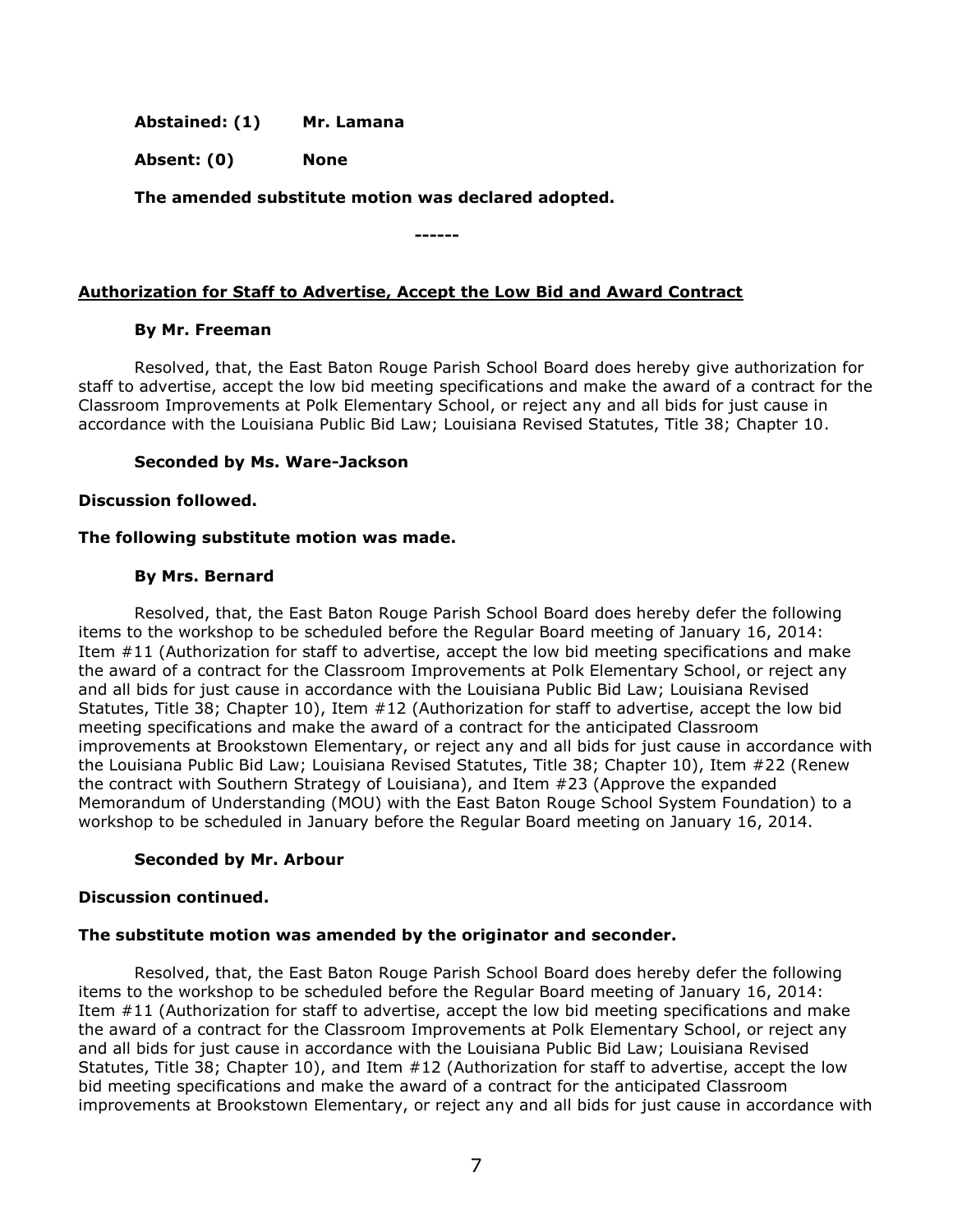**Abstained: (1) Mr. Lamana**

**Absent: (0) None**

**The amended substitute motion was declared adopted.**

------

**Authorization for Staff to Advertise, Accept the Low Bid and Award Contract**

**By Mr. Freeman**

Resolved, that, the East Baton Rouge Parish School Board does hereby give authorization for staff to advertise, accept the low bid meeting specifications and make the award of a contract for the Classroom Improvements at Polk Elementary School, or reject any and all bids for just cause in accordance with the Louisiana Public Bid Law; Louisiana Revised Statutes, Title 38; Chapter 10.

**Seconded by Ms. Ware-Jackson**

**Discussion followed.**

**The following substitute motion was made.**

**By Mrs. Bernard**

Resolved, that, the East Baton Rouge Parish School Board does hereby defer the following items to the workshop to be scheduled before the Regular Board meeting of January 16, 2014: Item #11 (Authorization for staff to advertise, accept the low bid meeting specifications and make the award of a contract for the Classroom Improvements at Polk Elementary School, or reject any and all bids for just cause in accordance with the Louisiana Public Bid Law; Louisiana Revised Statutes, Title 38; Chapter 10), Item #12 (Authorization for staff to advertise, accept the low bid meeting specifications and make the award of a contract for the anticipated Classroom improvements at Brookstown Elementary, or reject any and all bids for just cause in accordance with the Louisiana Public Bid Law; Louisiana Revised Statutes, Title 38; Chapter 10), Item #22 (Renew the contract with Southern Strategy of Louisiana), and Item #23 (Approve the expanded Memorandum of Understanding (MOU) with the East Baton Rouge School System Foundation) to a workshop to be scheduled in January before the Regular Board meeting on January 16, 2014.

**Seconded by Mr. Arbour**

**Discussion continued.**

**The substitute motion was amended by the originator and seconder.**

Resolved, that, the East Baton Rouge Parish School Board does hereby defer the following items to the workshop to be scheduled before the Regular Board meeting of January 16, 2014: Item #11 (Authorization for staff to advertise, accept the low bid meeting specifications and make the award of a contract for the Classroom Improvements at Polk Elementary School, or reject any and all bids for just cause in accordance with the Louisiana Public Bid Law; Louisiana Revised Statutes, Title 38; Chapter 10), and Item #12 (Authorization for staff to advertise, accept the low bid meeting specifications and make the award of a contract for the anticipated Classroom improvements at Brookstown Elementary, or reject any and all bids for just cause in accordance with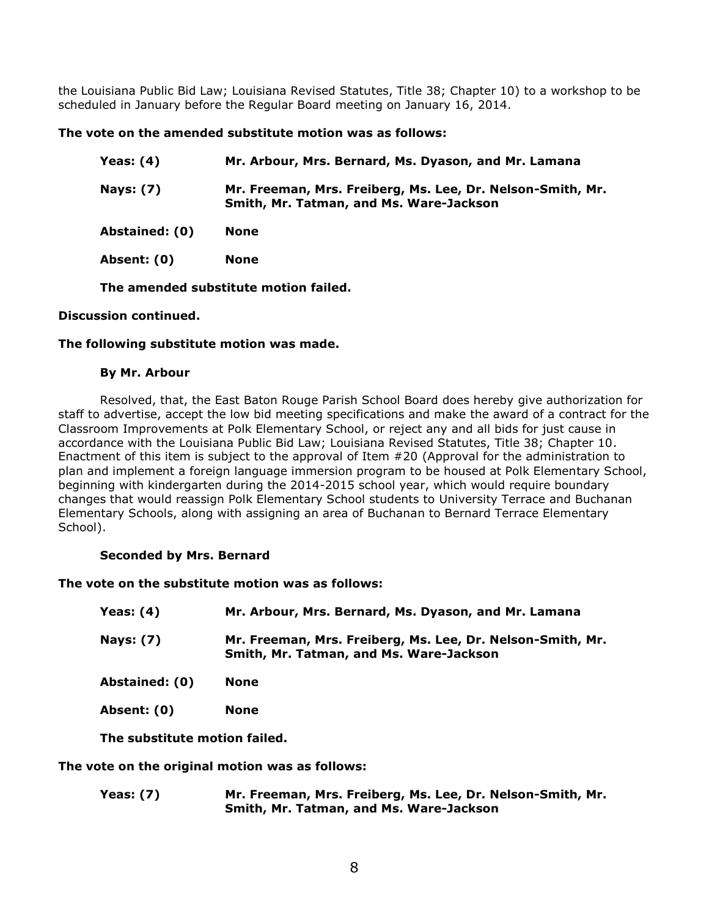the Louisiana Public Bid Law; Louisiana Revised Statutes, Title 38; Chapter 10) to a workshop to be scheduled in January before the Regular Board meeting on January 16, 2014.

**The vote on the amended substitute motion was as follows:**

| | |
|---|---|
| **Yeas: (4)** | **Mr. Arbour, Mrs. Bernard, Ms. Dyason, and Mr. Lamana** |
| **Nays: (7)** | **Mr. Freeman, Mrs. Freiberg, Ms. Lee, Dr. Nelson-Smith, Mr. Smith, Mr. Tatman, and Ms. Ware-Jackson** |
| **Abstained: (0)** | **None** |
| **Absent: (0)** | **None** |

**The amended substitute motion failed.**

**Discussion continued.**

**The following substitute motion was made.**

**By Mr. Arbour**

Resolved, that, the East Baton Rouge Parish School Board does hereby give authorization for staff to advertise, accept the low bid meeting specifications and make the award of a contract for the Classroom Improvements at Polk Elementary School, or reject any and all bids for just cause in accordance with the Louisiana Public Bid Law; Louisiana Revised Statutes, Title 38; Chapter 10. Enactment of this item is subject to the approval of Item #20 (Approval for the administration to plan and implement a foreign language immersion program to be housed at Polk Elementary School, beginning with kindergarten during the 2014-2015 school year, which would require boundary changes that would reassign Polk Elementary School students to University Terrace and Buchanan Elementary Schools, along with assigning an area of Buchanan to Bernard Terrace Elementary School).

**Seconded by Mrs. Bernard**

**The vote on the substitute motion was as follows:**

| | |
|---|---|
| **Yeas: (4)** | **Mr. Arbour, Mrs. Bernard, Ms. Dyason, and Mr. Lamana** |
| **Nays: (7)** | **Mr. Freeman, Mrs. Freiberg, Ms. Lee, Dr. Nelson-Smith, Mr. Smith, Mr. Tatman, and Ms. Ware-Jackson** |
| **Abstained: (0)** | **None** |
| **Absent: (0)** | **None** |

**The substitute motion failed.**

**The vote on the original motion was as follows:**

| | |
|---|---|
| **Yeas: (7)** | **Mr. Freeman, Mrs. Freiberg, Ms. Lee, Dr. Nelson-Smith, Mr. Smith, Mr. Tatman, and Ms. Ware-Jackson** |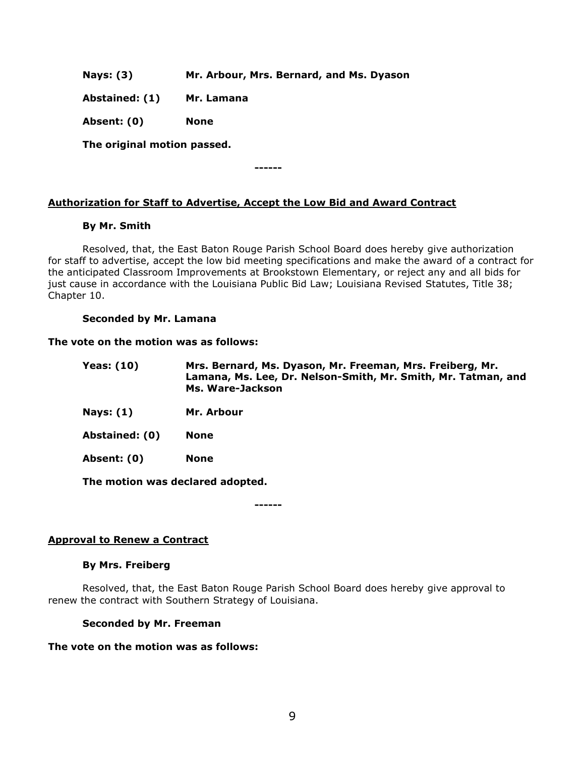**Nays: (3)** **Mr. Arbour, Mrs. Bernard, and Ms. Dyason**

**Abstained: (1)** **Mr. Lamana**

**Absent: (0)** **None**

**The original motion passed.**

**------**

**Authorization for Staff to Advertise, Accept the Low Bid and Award Contract**

**By Mr. Smith**

Resolved, that, the East Baton Rouge Parish School Board does hereby give authorization for staff to advertise, accept the low bid meeting specifications and make the award of a contract for the anticipated Classroom Improvements at Brookstown Elementary, or reject any and all bids for just cause in accordance with the Louisiana Public Bid Law; Louisiana Revised Statutes, Title 38; Chapter 10.

**Seconded by Mr. Lamana**

**The vote on the motion was as follows:**

**Yeas: (10)** **Mrs. Bernard, Ms. Dyason, Mr. Freeman, Mrs. Freiberg, Mr. Lamana, Ms. Lee, Dr. Nelson-Smith, Mr. Smith, Mr. Tatman, and Ms. Ware-Jackson**

**Nays: (1)** **Mr. Arbour**

**Abstained: (0)** **None**

**Absent: (0)** **None**

**The motion was declared adopted.**

**------**

**Approval to Renew a Contract**

**By Mrs. Freiberg**

Resolved, that, the East Baton Rouge Parish School Board does hereby give approval to renew the contract with Southern Strategy of Louisiana.

**Seconded by Mr. Freeman**

**The vote on the motion was as follows:**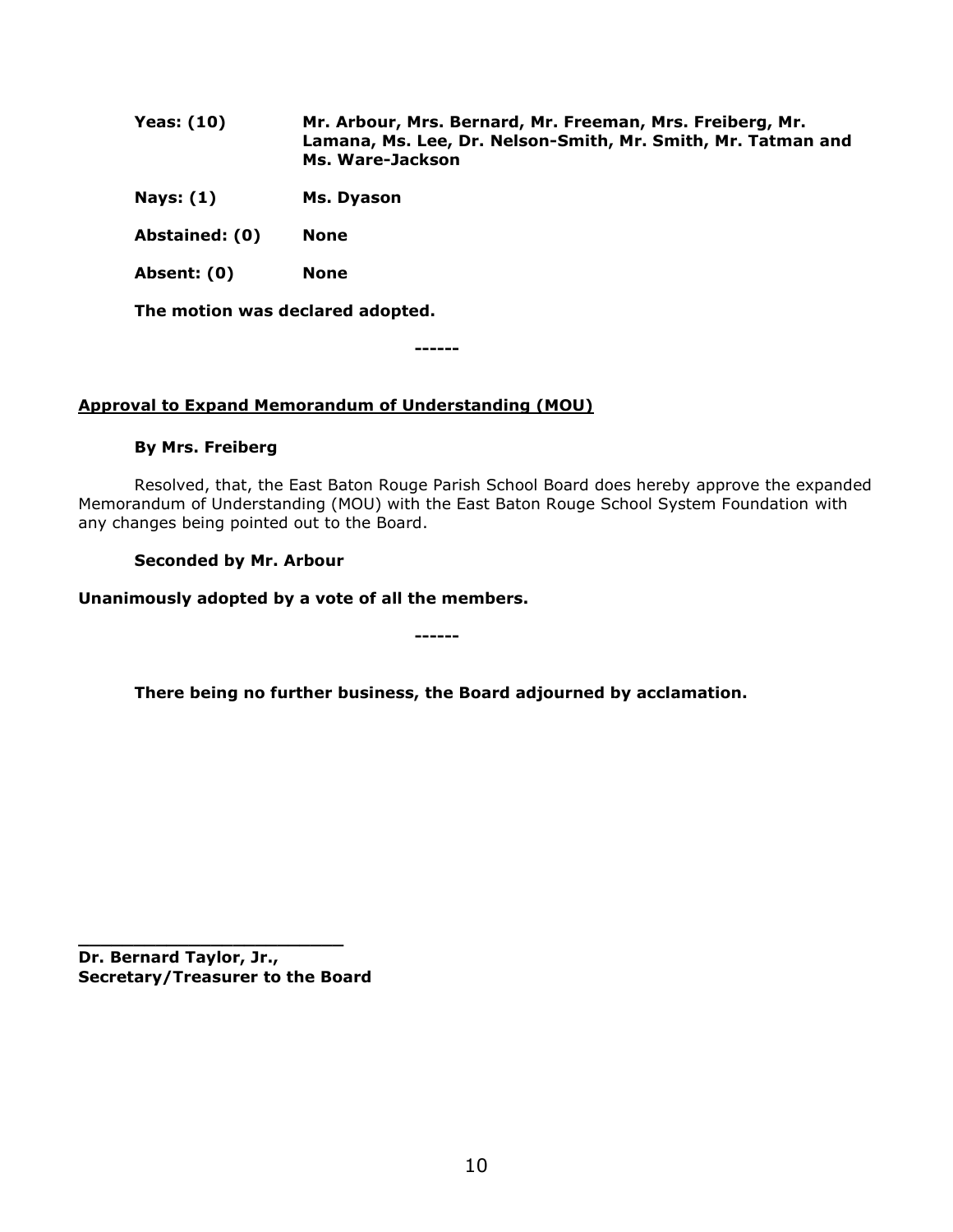| | |
|---|---|
| **Yeas: (10)** | **Mr. Arbour, Mrs. Bernard, Mr. Freeman, Mrs. Freiberg, Mr. Lamana, Ms. Lee, Dr. Nelson-Smith, Mr. Smith, Mr. Tatman and Ms. Ware-Jackson** |
| **Nays: (1)** | **Ms. Dyason** |
| **Abstained: (0)** | **None** |
| **Absent: (0)** | **None** |

**The motion was declared adopted.**

------

**Approval to Expand Memorandum of Understanding (MOU)**

**By Mrs. Freiberg**

Resolved, that, the East Baton Rouge Parish School Board does hereby approve the expanded Memorandum of Understanding (MOU) with the East Baton Rouge School System Foundation with any changes being pointed out to the Board.

**Seconded by Mr. Arbour**

**Unanimously adopted by a vote of all the members.**

------

**There being no further business, the Board adjourned by acclamation.**

\_\_\_\_\_\_\_\_\_\_\_\_\_\_\_\_\_\_\_\_\_\_\_\_\_

**Dr. Bernard Taylor, Jr.,**
**Secretary/Treasurer to the Board**